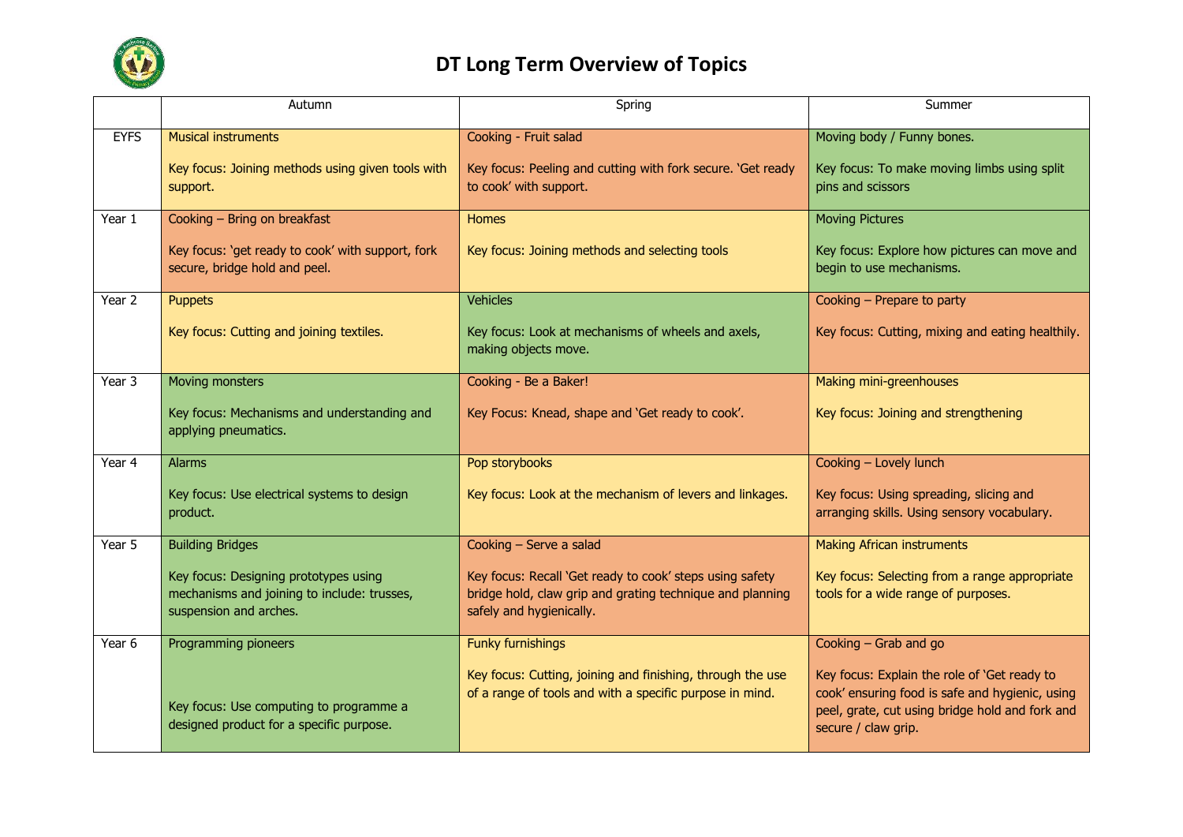# DT Long Term Overview of Topics

| | Autumn | Spring | Summer |
|---|---|---|---|
| EYFS | Musical instruments<br><br>Key focus: Joining methods using given tools with support. | Cooking - Fruit salad<br><br>Key focus: Peeling and cutting with fork secure. 'Get ready to cook' with support. | Moving body / Funny bones.<br><br>Key focus: To make moving limbs using split pins and scissors |
| Year 1 | Cooking – Bring on breakfast<br><br>Key focus: 'get ready to cook' with support, fork secure, bridge hold and peel. | Homes<br><br>Key focus: Joining methods and selecting tools | Moving Pictures<br><br>Key focus: Explore how pictures can move and begin to use mechanisms. |
| Year 2 | Puppets<br><br>Key focus: Cutting and joining textiles. | Vehicles<br><br>Key focus: Look at mechanisms of wheels and axels, making objects move. | Cooking – Prepare to party<br><br>Key focus: Cutting, mixing and eating healthily. |
| Year 3 | Moving monsters<br><br>Key focus: Mechanisms and understanding and applying pneumatics. | Cooking - Be a Baker!<br><br>Key Focus: Knead, shape and 'Get ready to cook'. | Making mini-greenhouses<br><br>Key focus: Joining and strengthening |
| Year 4 | Alarms<br><br>Key focus: Use electrical systems to design product. | Pop storybooks<br><br>Key focus: Look at the mechanism of levers and linkages. | Cooking – Lovely lunch<br><br>Key focus: Using spreading, slicing and arranging skills. Using sensory vocabulary. |
| Year 5 | Building Bridges<br><br>Key focus: Designing prototypes using mechanisms and joining to include: trusses, suspension and arches. | Cooking – Serve a salad<br><br>Key focus: Recall 'Get ready to cook' steps using safety bridge hold, claw grip and grating technique and planning safely and hygienically. | Making African instruments<br><br>Key focus: Selecting from a range appropriate tools for a wide range of purposes. |
| Year 6 | Programming pioneers<br><br>Key focus: Use computing to programme a designed product for a specific purpose. | Funky furnishings<br><br>Key focus: Cutting, joining and finishing, through the use of a range of tools and with a specific purpose in mind. | Cooking – Grab and go<br><br>Key focus: Explain the role of 'Get ready to cook' ensuring food is safe and hygienic, using peel, grate, cut using bridge hold and fork and secure / claw grip. |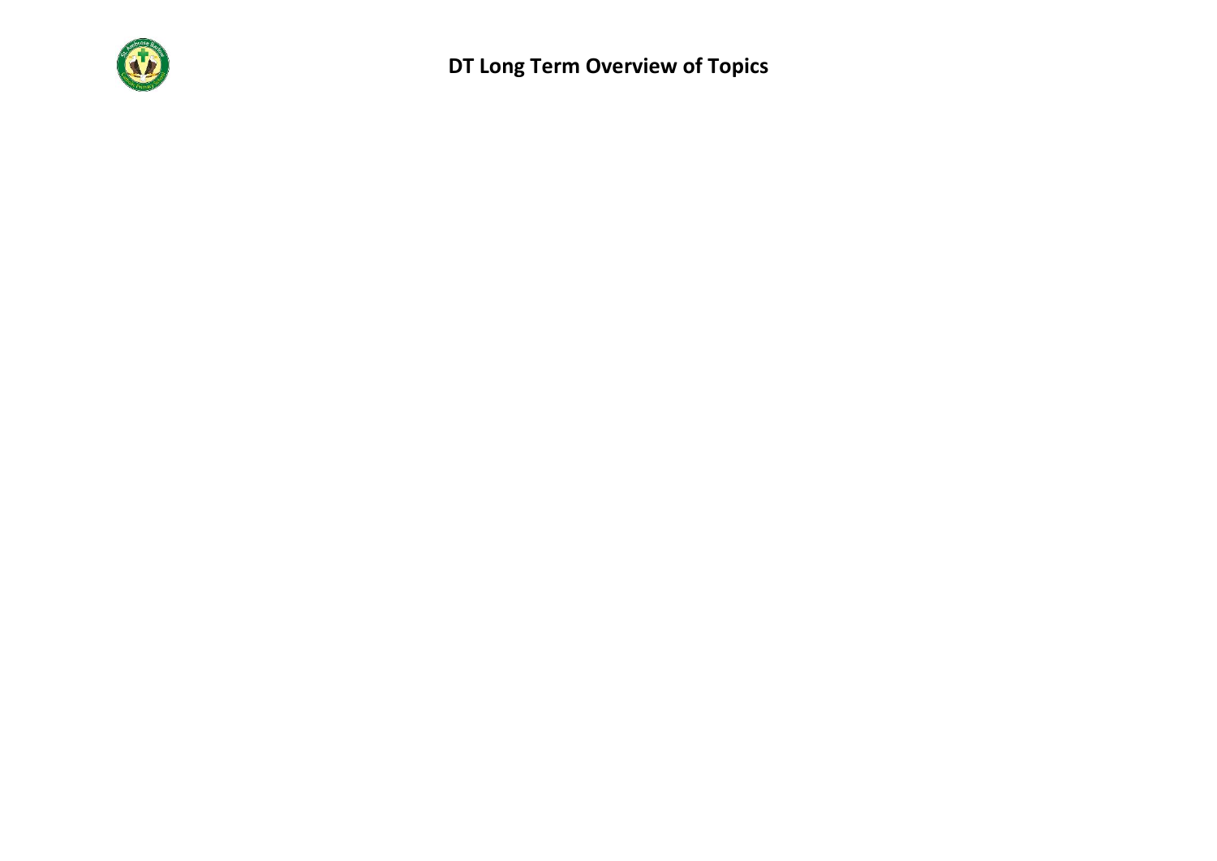# DT Long Term Overview of Topics